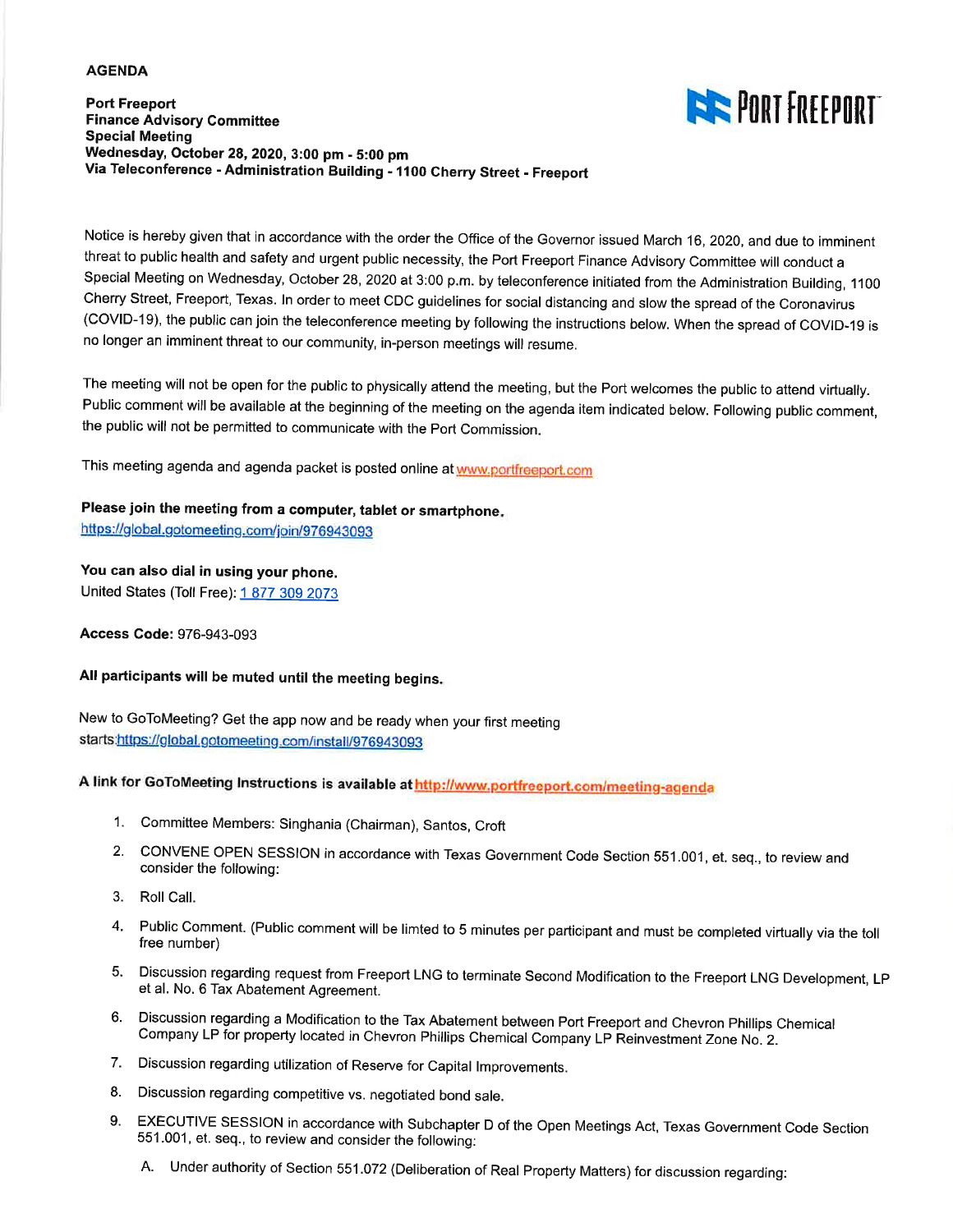**AGENDA**

**Port Freeport**
**Finance Advisory Committee**
**Special Meeting**
**Wednesday, October 28, 2020, 3:00 pm - 5:00 pm**
**Via Teleconference - Administration Building - 1100 Cherry Street - Freeport**

PORT FREEPORT

Notice is hereby given that in accordance with the order the Office of the Governor issued March 16, 2020, and due to imminent threat to public health and safety and urgent public necessity, the Port Freeport Finance Advisory Committee will conduct a Special Meeting on Wednesday, October 28, 2020 at 3:00 p.m. by teleconference initiated from the Administration Building, 1100 Cherry Street, Freeport, Texas. In order to meet CDC guidelines for social distancing and slow the spread of the Coronavirus (COVID-19), the public can join the teleconference meeting by following the instructions below. When the spread of COVID-19 is no longer an imminent threat to our community, in-person meetings will resume.

The meeting will not be open for the public to physically attend the meeting, but the Port welcomes the public to attend virtually. Public comment will be available at the beginning of the meeting on the agenda item indicated below. Following public comment, the public will not be permitted to communicate with the Port Commission.

This meeting agenda and agenda packet is posted online at www.portfreeport.com

**Please join the meeting from a computer, tablet or smartphone.**
https://global.gotomeeting.com/join/976943093

**You can also dial in using your phone.**
United States (Toll Free): 1 877 309 2073

**Access Code:** 976-943-093

**All participants will be muted until the meeting begins.**

New to GoToMeeting? Get the app now and be ready when your first meeting starts:https://global.gotomeeting.com/install/976943093

**A link for GoToMeeting Instructions is available at** http://www.portfreeport.com/meeting-agenda

1. Committee Members: Singhania (Chairman), Santos, Croft
2. CONVENE OPEN SESSION in accordance with Texas Government Code Section 551.001, et. seq., to review and consider the following:
3. Roll Call.
4. Public Comment. (Public comment will be limted to 5 minutes per participant and must be completed virtually via the toll free number)
5. Discussion regarding request from Freeport LNG to terminate Second Modification to the Freeport LNG Development, LP et al. No. 6 Tax Abatement Agreement.
6. Discussion regarding a Modification to the Tax Abatement between Port Freeport and Chevron Phillips Chemical Company LP for property located in Chevron Phillips Chemical Company LP Reinvestment Zone No. 2.
7. Discussion regarding utilization of Reserve for Capital Improvements.
8. Discussion regarding competitive vs. negotiated bond sale.
9. EXECUTIVE SESSION in accordance with Subchapter D of the Open Meetings Act, Texas Government Code Section 551.001, et. seq., to review and consider the following:
   A. Under authority of Section 551.072 (Deliberation of Real Property Matters) for discussion regarding: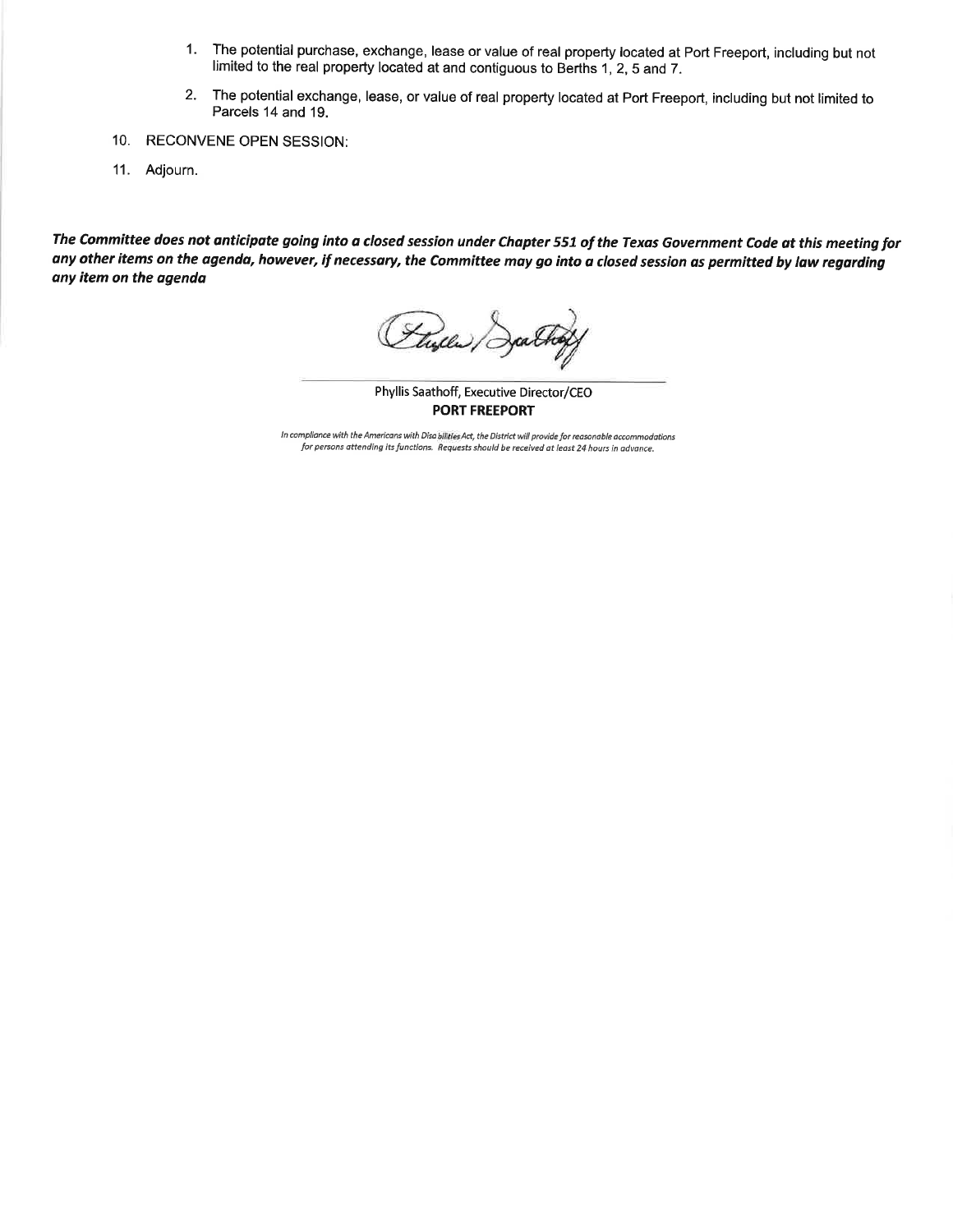1. The potential purchase, exchange, lease or value of real property located at Port Freeport, including but not limited to the real property located at and contiguous to Berths 1, 2, 5 and 7.

2. The potential exchange, lease, or value of real property located at Port Freeport, including but not limited to Parcels 14 and 19.

10. RECONVENE OPEN SESSION:

11. Adjourn.

***The Committee does not anticipate going into a closed session under Chapter 551 of the Texas Government Code at this meeting for any other items on the agenda, however, if necessary, the Committee may go into a closed session as permitted by law regarding any item on the agenda***

Phyllis Saathoff, Executive Director/CEO
**PORT FREEPORT**

*In compliance with the Americans with Disabilities Act, the District will provide for reasonable accommodations for persons attending its functions. Requests should be received at least 24 hours in advance.*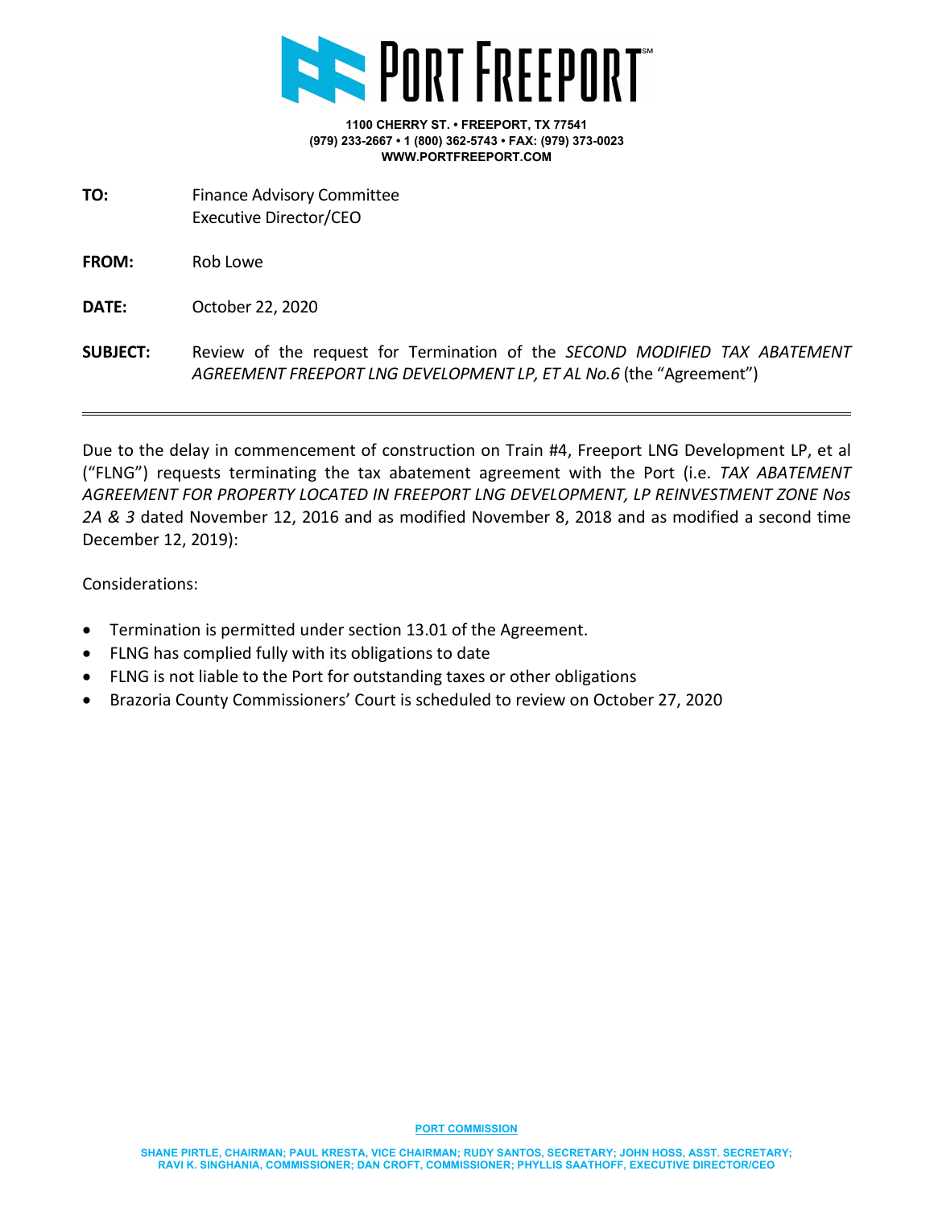# PORT FREEPORT

**1100 CHERRY ST. • FREEPORT, TX 77541**
**(979) 233-2667 • 1 (800) 362-5743 • FAX: (979) 373-0023**
**WWW.PORTFREEPORT.COM**

**TO:** Finance Advisory Committee
Executive Director/CEO

**FROM:** Rob Lowe

**DATE:** October 22, 2020

**SUBJECT:** Review of the request for Termination of the *SECOND MODIFIED TAX ABATEMENT AGREEMENT FREEPORT LNG DEVELOPMENT LP, ET AL No.6* (the "Agreement")

---

Due to the delay in commencement of construction on Train #4, Freeport LNG Development LP, et al ("FLNG") requests terminating the tax abatement agreement with the Port (i.e. *TAX ABATEMENT AGREEMENT FOR PROPERTY LOCATED IN FREEPORT LNG DEVELOPMENT, LP REINVESTMENT ZONE Nos 2A & 3* dated November 12, 2016 and as modified November 8, 2018 and as modified a second time December 12, 2019):

Considerations:

- Termination is permitted under section 13.01 of the Agreement.
- FLNG has complied fully with its obligations to date
- FLNG is not liable to the Port for outstanding taxes or other obligations
- Brazoria County Commissioners' Court is scheduled to review on October 27, 2020

**PORT COMMISSION**

SHANE PIRTLE, CHAIRMAN; PAUL KRESTA, VICE CHAIRMAN; RUDY SANTOS, SECRETARY; JOHN HOSS, ASST. SECRETARY; RAVI K. SINGHANIA, COMMISSIONER; DAN CROFT, COMMISSIONER; PHYLLIS SAATHOFF, EXECUTIVE DIRECTOR/CEO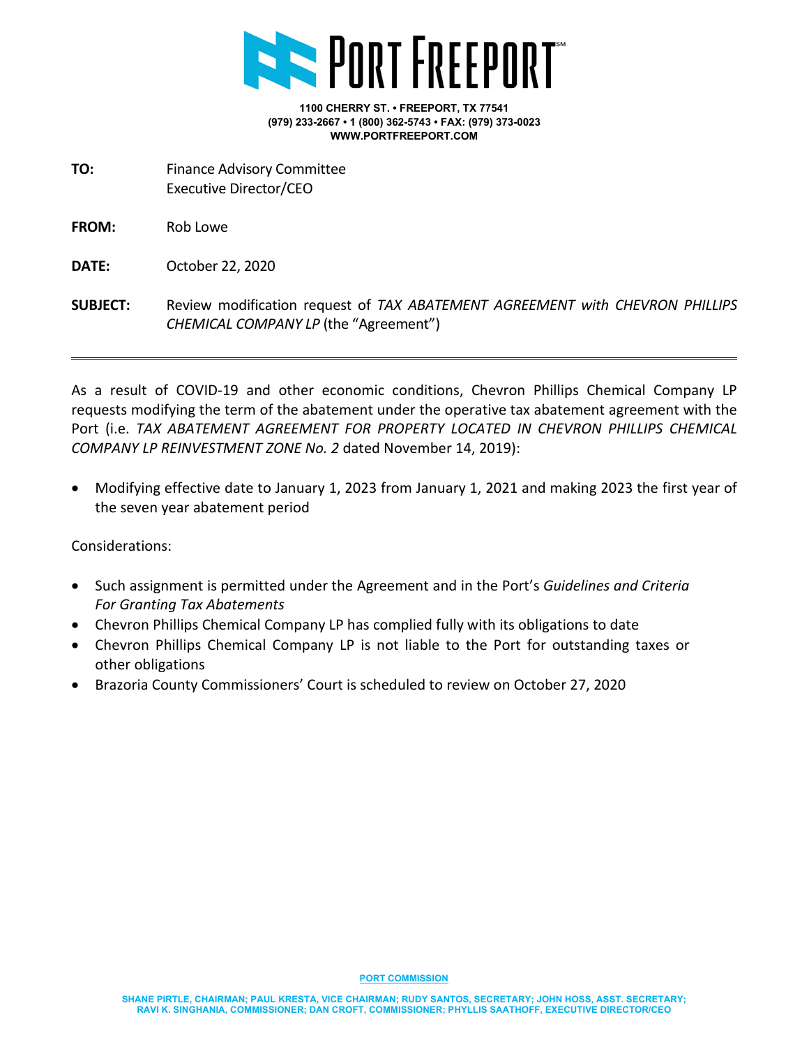**PORT FREEPORT**

**1100 CHERRY ST. • FREEPORT, TX 77541**
**(979) 233-2667 • 1 (800) 362-5743 • FAX: (979) 373-0023**
**WWW.PORTFREEPORT.COM**

**TO:** Finance Advisory Committee
Executive Director/CEO

**FROM:** Rob Lowe

**DATE:** October 22, 2020

**SUBJECT:** Review modification request of *TAX ABATEMENT AGREEMENT with CHEVRON PHILLIPS CHEMICAL COMPANY LP* (the "Agreement")

---

As a result of COVID-19 and other economic conditions, Chevron Phillips Chemical Company LP requests modifying the term of the abatement under the operative tax abatement agreement with the Port (i.e. *TAX ABATEMENT AGREEMENT FOR PROPERTY LOCATED IN CHEVRON PHILLIPS CHEMICAL COMPANY LP REINVESTMENT ZONE No. 2* dated November 14, 2019):

- Modifying effective date to January 1, 2023 from January 1, 2021 and making 2023 the first year of the seven year abatement period

Considerations:

- Such assignment is permitted under the Agreement and in the Port's *Guidelines and Criteria For Granting Tax Abatements*
- Chevron Phillips Chemical Company LP has complied fully with its obligations to date
- Chevron Phillips Chemical Company LP is not liable to the Port for outstanding taxes or other obligations
- Brazoria County Commissioners' Court is scheduled to review on October 27, 2020

**PORT COMMISSION**

SHANE PIRTLE, CHAIRMAN; PAUL KRESTA, VICE CHAIRMAN; RUDY SANTOS, SECRETARY; JOHN HOSS, ASST. SECRETARY; RAVI K. SINGHANIA, COMMISSIONER; DAN CROFT, COMMISSIONER; PHYLLIS SAATHOFF, EXECUTIVE DIRECTOR/CEO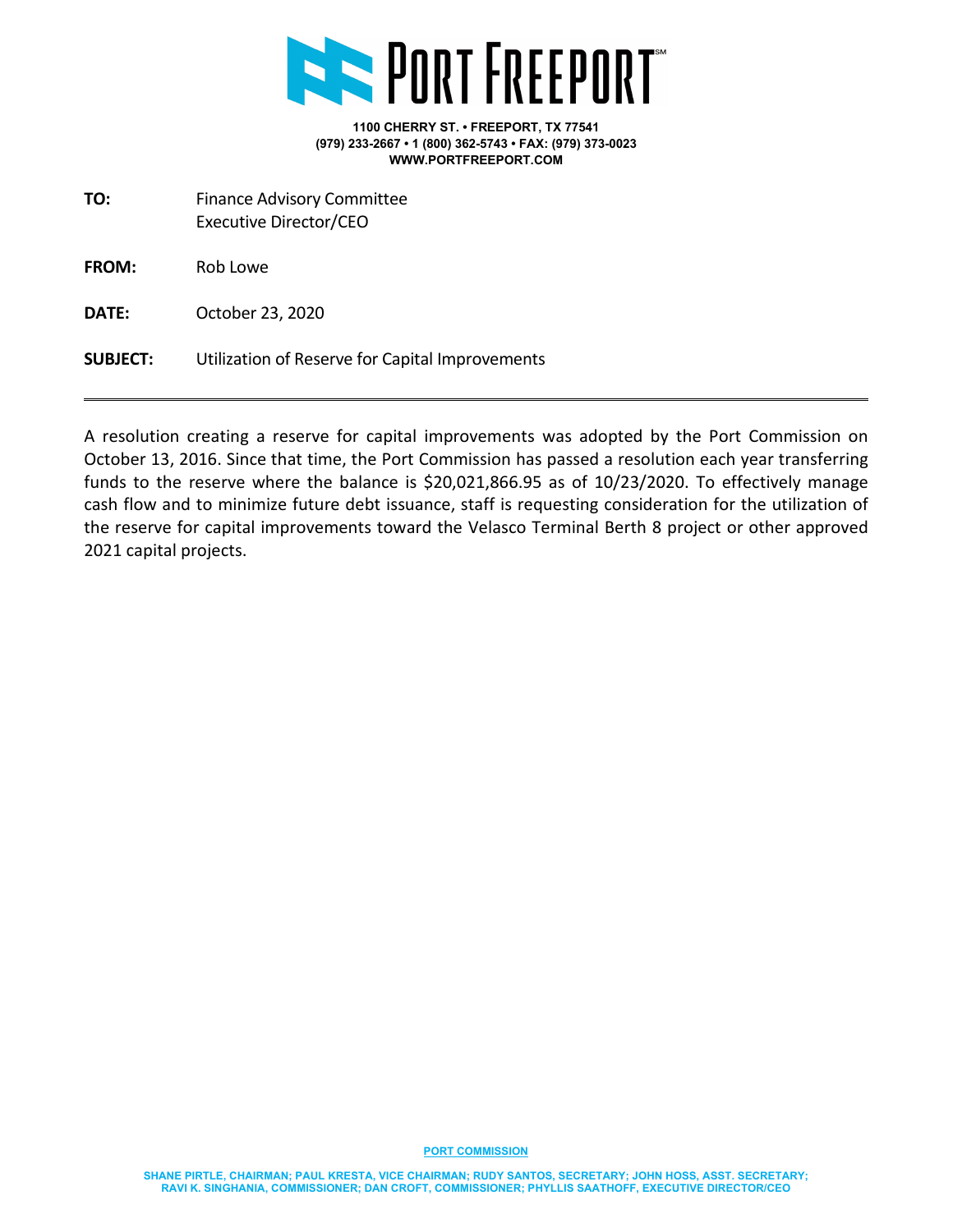# PORT FREEPORT

**1100 CHERRY ST. • FREEPORT, TX 77541**
**(979) 233-2667 • 1 (800) 362-5743 • FAX: (979) 373-0023**
**WWW.PORTFREEPORT.COM**

**TO:** Finance Advisory Committee
Executive Director/CEO

**FROM:** Rob Lowe

**DATE:** October 23, 2020

**SUBJECT:** Utilization of Reserve for Capital Improvements

---

A resolution creating a reserve for capital improvements was adopted by the Port Commission on October 13, 2016. Since that time, the Port Commission has passed a resolution each year transferring funds to the reserve where the balance is $20,021,866.95 as of 10/23/2020. To effectively manage cash flow and to minimize future debt issuance, staff is requesting consideration for the utilization of the reserve for capital improvements toward the Velasco Terminal Berth 8 project or other approved 2021 capital projects.

**PORT COMMISSION**

**SHANE PIRTLE, CHAIRMAN; PAUL KRESTA, VICE CHAIRMAN; RUDY SANTOS, SECRETARY; JOHN HOSS, ASST. SECRETARY; RAVI K. SINGHANIA, COMMISSIONER; DAN CROFT, COMMISSIONER; PHYLLIS SAATHOFF, EXECUTIVE DIRECTOR/CEO**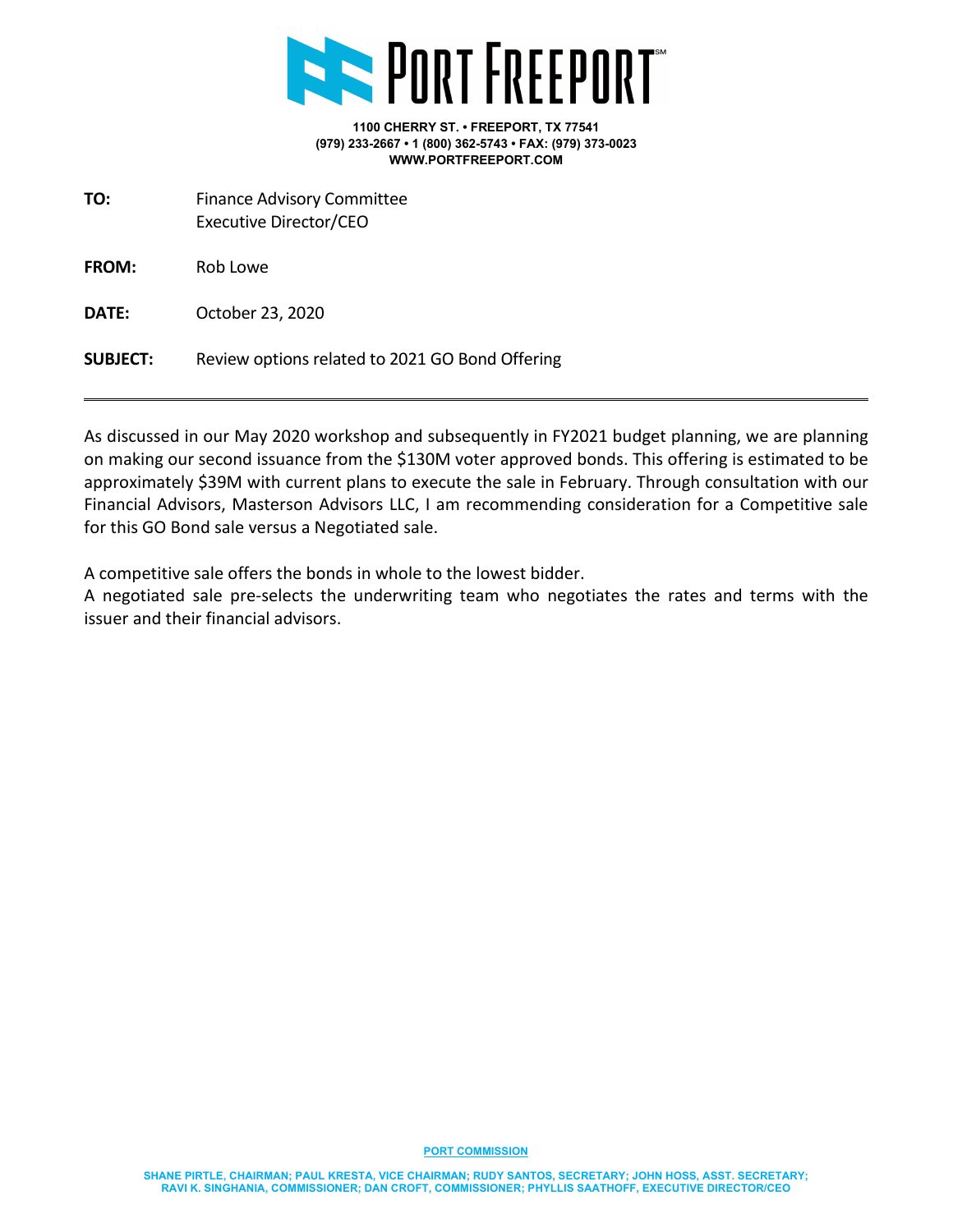# PORT FREEPORT

**1100 CHERRY ST. • FREEPORT, TX 77541**
**(979) 233-2667 • 1 (800) 362-5743 • FAX: (979) 373-0023**
**WWW.PORTFREEPORT.COM**

**TO:** Finance Advisory Committee
Executive Director/CEO

**FROM:** Rob Lowe

**DATE:** October 23, 2020

**SUBJECT:** Review options related to 2021 GO Bond Offering

---

As discussed in our May 2020 workshop and subsequently in FY2021 budget planning, we are planning on making our second issuance from the $130M voter approved bonds. This offering is estimated to be approximately $39M with current plans to execute the sale in February. Through consultation with our Financial Advisors, Masterson Advisors LLC, I am recommending consideration for a Competitive sale for this GO Bond sale versus a Negotiated sale.

A competitive sale offers the bonds in whole to the lowest bidder.
A negotiated sale pre-selects the underwriting team who negotiates the rates and terms with the issuer and their financial advisors.

**PORT COMMISSION**

SHANE PIRTLE, CHAIRMAN; PAUL KRESTA, VICE CHAIRMAN; RUDY SANTOS, SECRETARY; JOHN HOSS, ASST. SECRETARY; RAVI K. SINGHANIA, COMMISSIONER; DAN CROFT, COMMISSIONER; PHYLLIS SAATHOFF, EXECUTIVE DIRECTOR/CEO